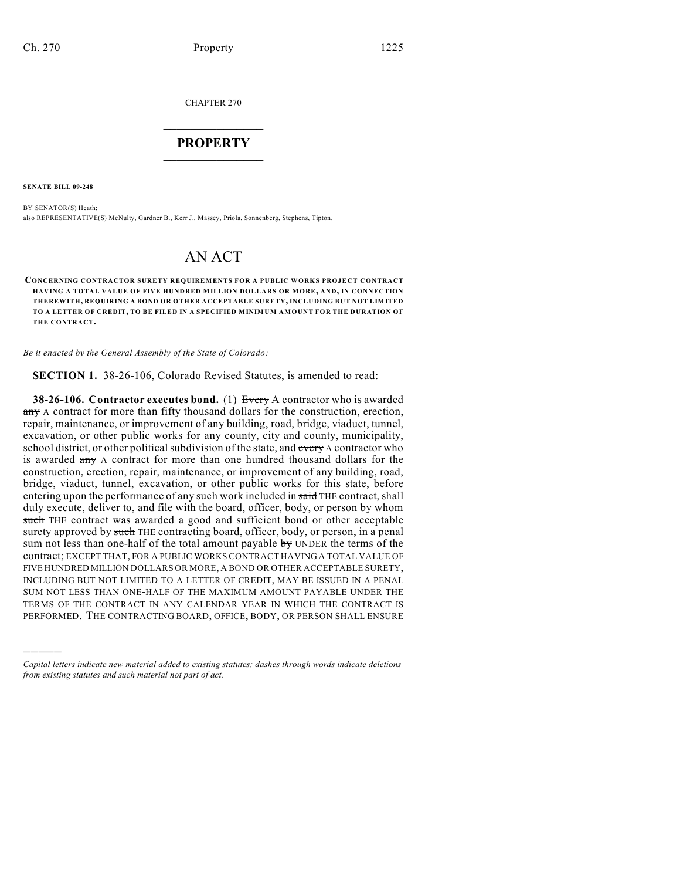CHAPTER 270

## PROPERTY

**SENATE BILL 09-248**

BY SENATOR(S) Heath;
also REPRESENTATIVE(S) McNulty, Gardner B., Kerr J., Massey, Priola, Sonnenberg, Stephens, Tipton.

# AN ACT

**CONCERNING CONTRACTOR SURETY REQUIREMENTS FOR A PUBLIC WORKS PROJECT CONTRACT HAVING A TOTAL VALUE OF FIVE HUNDRED MILLION DOLLARS OR MORE, AND, IN CONNECTION THEREWITH, REQUIRING A BOND OR OTHER ACCEPTABLE SURETY, INCLUDING BUT NOT LIMITED TO A LETTER OF CREDIT, TO BE FILED IN A SPECIFIED MINIMUM AMOUNT FOR THE DURATION OF THE CONTRACT.**

*Be it enacted by the General Assembly of the State of Colorado:*

**SECTION 1.** 38-26-106, Colorado Revised Statutes, is amended to read:

**38-26-106. Contractor executes bond.** (1) ~~Every~~ A contractor who is awarded ~~any~~ A contract for more than fifty thousand dollars for the construction, erection, repair, maintenance, or improvement of any building, road, bridge, viaduct, tunnel, excavation, or other public works for any county, city and county, municipality, school district, or other political subdivision of the state, and ~~every~~ A contractor who is awarded ~~any~~ A contract for more than one hundred thousand dollars for the construction, erection, repair, maintenance, or improvement of any building, road, bridge, viaduct, tunnel, excavation, or other public works for this state, before entering upon the performance of any such work included in ~~said~~ THE contract, shall duly execute, deliver to, and file with the board, officer, body, or person by whom ~~such~~ THE contract was awarded a good and sufficient bond or other acceptable surety approved by ~~such~~ THE contracting board, officer, body, or person, in a penal sum not less than one-half of the total amount payable ~~by~~ UNDER the terms of the contract; EXCEPT THAT, FOR A PUBLIC WORKS CONTRACT HAVING A TOTAL VALUE OF FIVE HUNDRED MILLION DOLLARS OR MORE, A BOND OR OTHER ACCEPTABLE SURETY, INCLUDING BUT NOT LIMITED TO A LETTER OF CREDIT, MAY BE ISSUED IN A PENAL SUM NOT LESS THAN ONE-HALF OF THE MAXIMUM AMOUNT PAYABLE UNDER THE TERMS OF THE CONTRACT IN ANY CALENDAR YEAR IN WHICH THE CONTRACT IS PERFORMED. THE CONTRACTING BOARD, OFFICE, BODY, OR PERSON SHALL ENSURE

*Capital letters indicate new material added to existing statutes; dashes through words indicate deletions from existing statutes and such material not part of act.*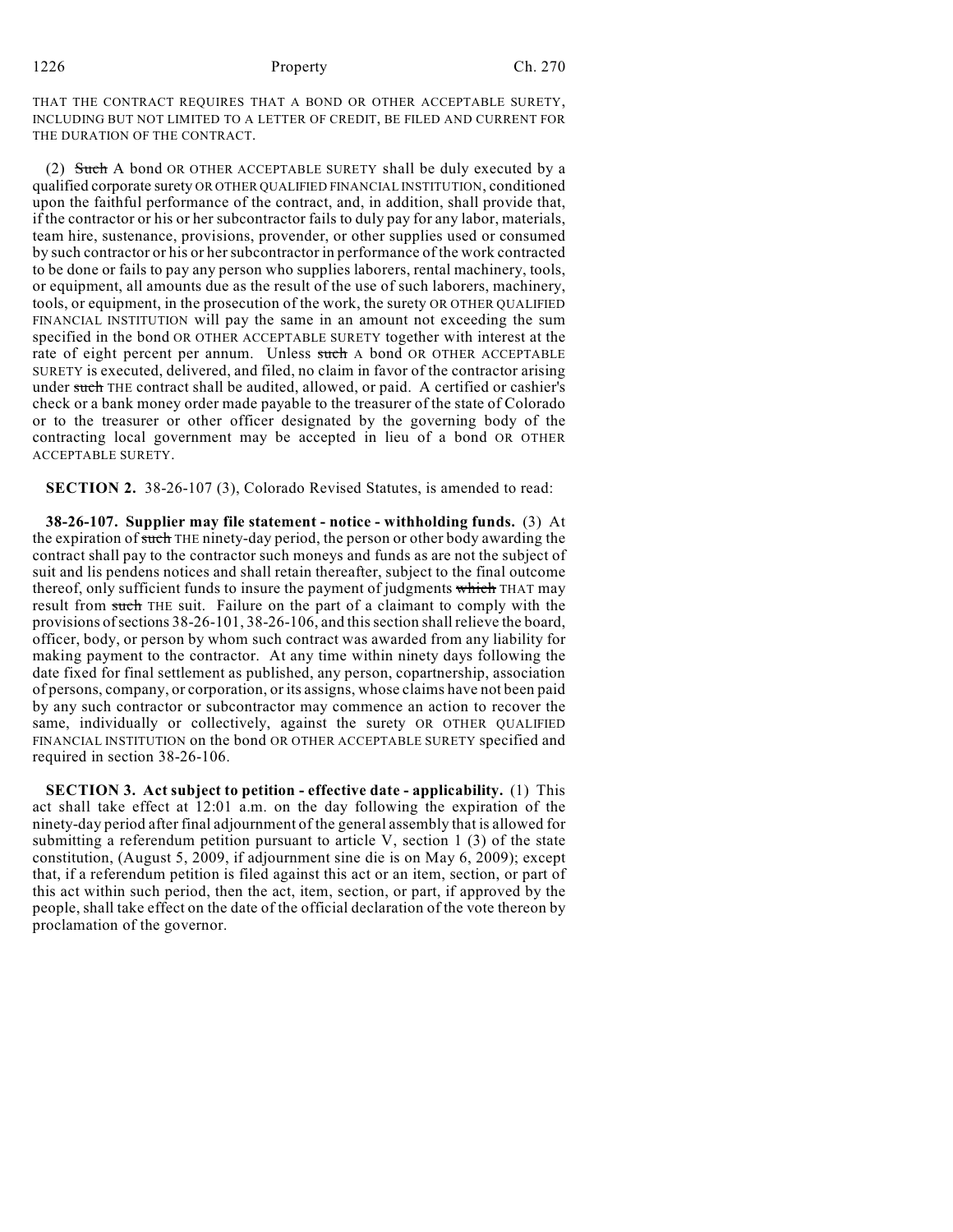THAT THE CONTRACT REQUIRES THAT A BOND OR OTHER ACCEPTABLE SURETY, INCLUDING BUT NOT LIMITED TO A LETTER OF CREDIT, BE FILED AND CURRENT FOR THE DURATION OF THE CONTRACT.

(2) ~~Such~~ A bond OR OTHER ACCEPTABLE SURETY shall be duly executed by a qualified corporate surety OR OTHER QUALIFIED FINANCIAL INSTITUTION, conditioned upon the faithful performance of the contract, and, in addition, shall provide that, if the contractor or his or her subcontractor fails to duly pay for any labor, materials, team hire, sustenance, provisions, provender, or other supplies used or consumed by such contractor or his or her subcontractor in performance of the work contracted to be done or fails to pay any person who supplies laborers, rental machinery, tools, or equipment, all amounts due as the result of the use of such laborers, machinery, tools, or equipment, in the prosecution of the work, the surety OR OTHER QUALIFIED FINANCIAL INSTITUTION will pay the same in an amount not exceeding the sum specified in the bond OR OTHER ACCEPTABLE SURETY together with interest at the rate of eight percent per annum. Unless ~~such~~ A bond OR OTHER ACCEPTABLE SURETY is executed, delivered, and filed, no claim in favor of the contractor arising under ~~such~~ THE contract shall be audited, allowed, or paid. A certified or cashier's check or a bank money order made payable to the treasurer of the state of Colorado or to the treasurer or other officer designated by the governing body of the contracting local government may be accepted in lieu of a bond OR OTHER ACCEPTABLE SURETY.

**SECTION 2.** 38-26-107 (3), Colorado Revised Statutes, is amended to read:

**38-26-107. Supplier may file statement - notice - withholding funds.** (3) At the expiration of ~~such~~ THE ninety-day period, the person or other body awarding the contract shall pay to the contractor such moneys and funds as are not the subject of suit and lis pendens notices and shall retain thereafter, subject to the final outcome thereof, only sufficient funds to insure the payment of judgments ~~which~~ THAT may result from ~~such~~ THE suit. Failure on the part of a claimant to comply with the provisions of sections 38-26-101, 38-26-106, and this section shall relieve the board, officer, body, or person by whom such contract was awarded from any liability for making payment to the contractor. At any time within ninety days following the date fixed for final settlement as published, any person, copartnership, association of persons, company, or corporation, or its assigns, whose claims have not been paid by any such contractor or subcontractor may commence an action to recover the same, individually or collectively, against the surety OR OTHER QUALIFIED FINANCIAL INSTITUTION on the bond OR OTHER ACCEPTABLE SURETY specified and required in section 38-26-106.

**SECTION 3. Act subject to petition - effective date - applicability.** (1) This act shall take effect at 12:01 a.m. on the day following the expiration of the ninety-day period after final adjournment of the general assembly that is allowed for submitting a referendum petition pursuant to article V, section 1 (3) of the state constitution, (August 5, 2009, if adjournment sine die is on May 6, 2009); except that, if a referendum petition is filed against this act or an item, section, or part of this act within such period, then the act, item, section, or part, if approved by the people, shall take effect on the date of the official declaration of the vote thereon by proclamation of the governor.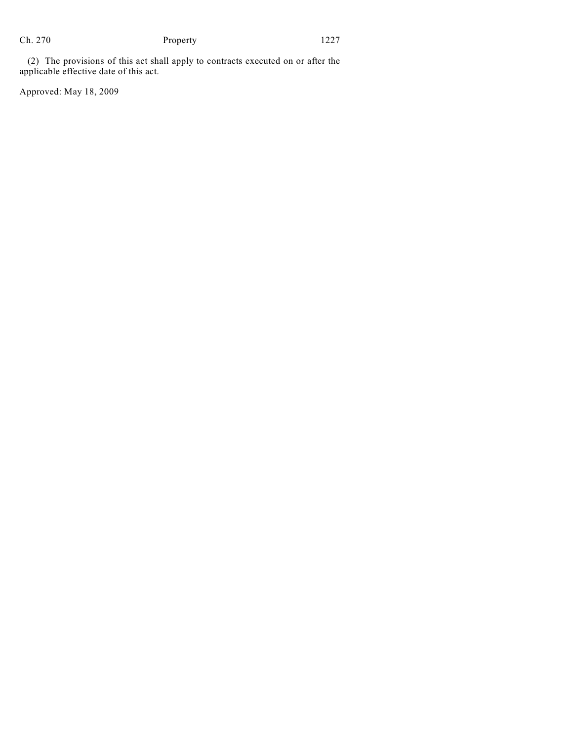(2) The provisions of this act shall apply to contracts executed on or after the applicable effective date of this act.

Approved: May 18, 2009